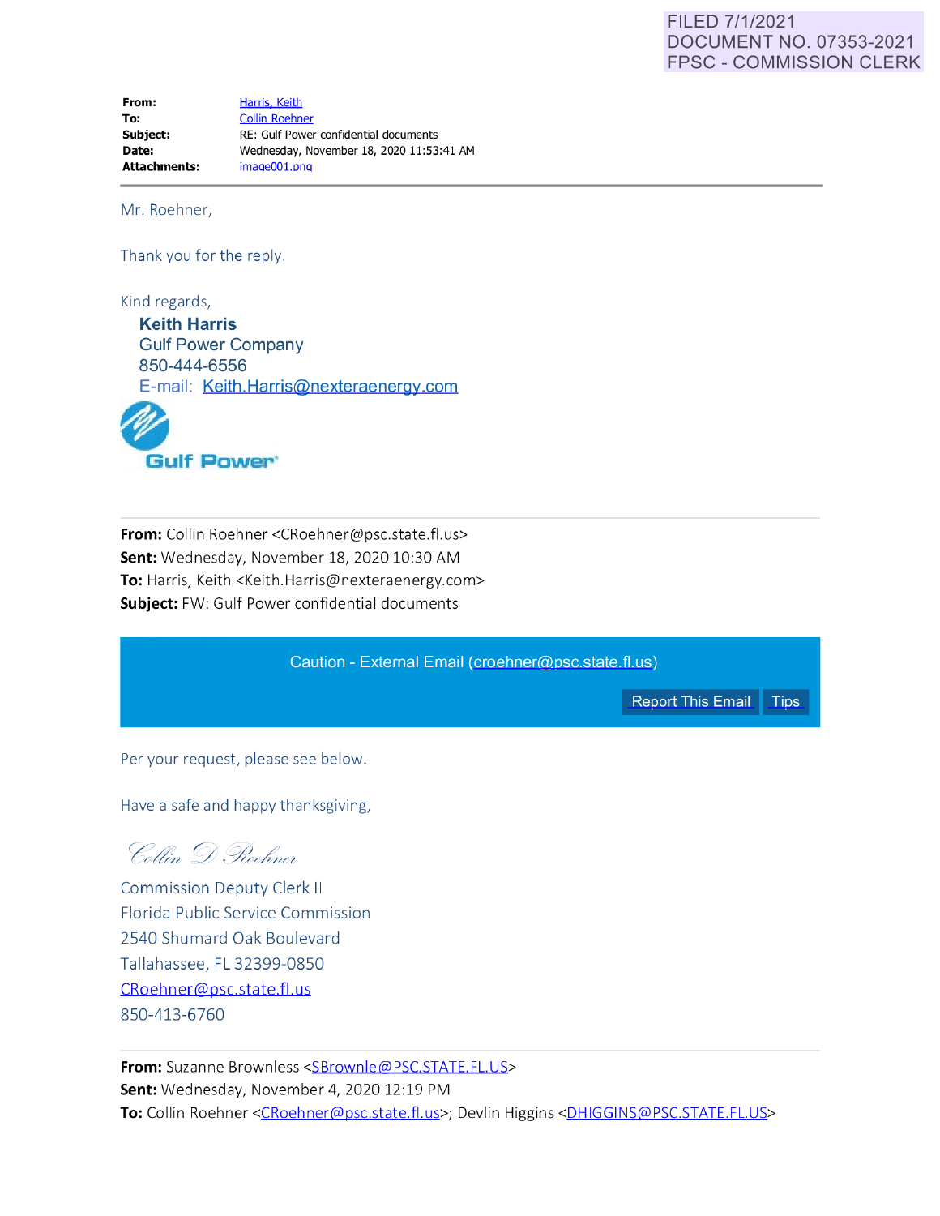FILED 7/1/2021
DOCUMENT NO. 07353-2021
FPSC - COMMISSION CLERK

**From:** Harris, Keith
**To:** Collin Roehner
**Subject:** RE: Gulf Power confidential documents
**Date:** Wednesday, November 18, 2020 11:53:41 AM
**Attachments:** image001.png

---

Mr. Roehner,

Thank you for the reply.

Kind regards,

**Keith Harris**
Gulf Power Company
850-444-6556
E-mail: Keith.Harris@nexteraenergy.com

Gulf Power

---

**From:** Collin Roehner <CRoehner@psc.state.fl.us>
**Sent:** Wednesday, November 18, 2020 10:30 AM
**To:** Harris, Keith <Keith.Harris@nexteraenergy.com>
**Subject:** FW: Gulf Power confidential documents

Caution - External Email (croehner@psc.state.fl.us)

Report This Email Tips

Per your request, please see below.

Have a safe and happy thanksgiving,

*Collin D Roehner*

Commission Deputy Clerk II
Florida Public Service Commission
2540 Shumard Oak Boulevard
Tallahassee, FL 32399-0850
CRoehner@psc.state.fl.us
850-413-6760

---

**From:** Suzanne Brownless <SBrownle@PSC.STATE.FL.US>
**Sent:** Wednesday, November 4, 2020 12:19 PM
**To:** Collin Roehner <CRoehner@psc.state.fl.us>; Devlin Higgins <DHIGGINS@PSC.STATE.FL.US>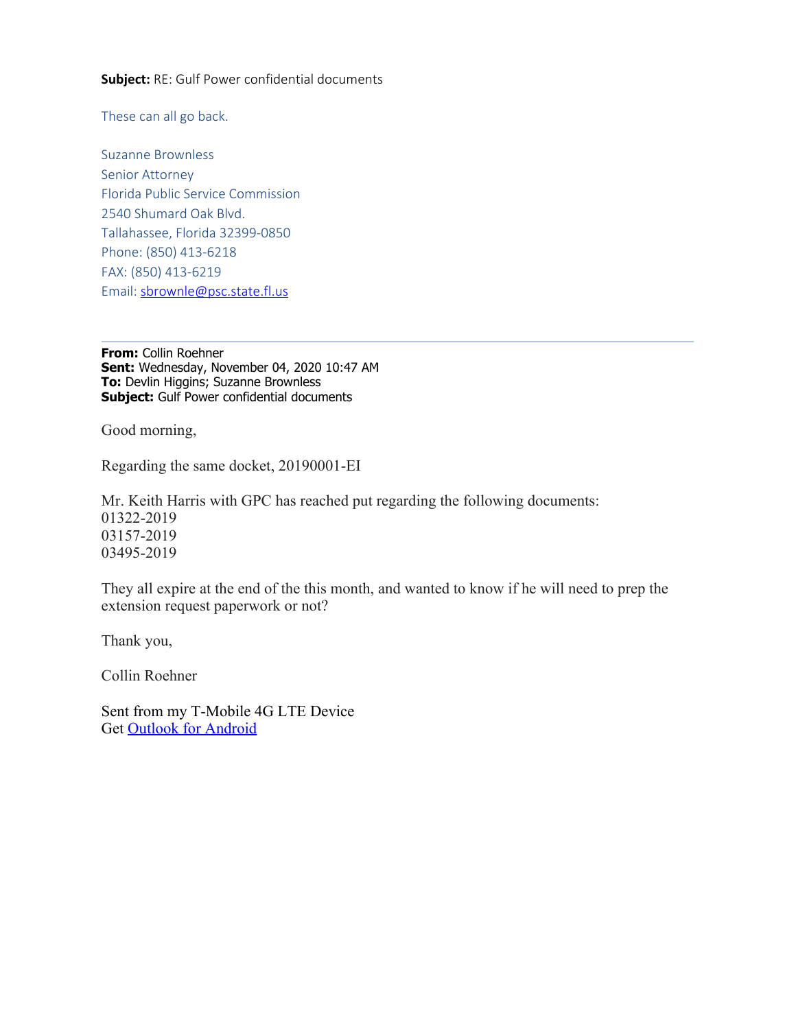**Subject:** RE: Gulf Power confidential documents

These can all go back.

Suzanne Brownless
Senior Attorney
Florida Public Service Commission
2540 Shumard Oak Blvd.
Tallahassee, Florida 32399-0850
Phone: (850) 413-6218
FAX: (850) 413-6219
Email: sbrownle@psc.state.fl.us

---

**From:** Collin Roehner
**Sent:** Wednesday, November 04, 2020 10:47 AM
**To:** Devlin Higgins; Suzanne Brownless
**Subject:** Gulf Power confidential documents

Good morning,

Regarding the same docket, 20190001-EI

Mr. Keith Harris with GPC has reached put regarding the following documents:
01322-2019
03157-2019
03495-2019

They all expire at the end of the this month, and wanted to know if he will need to prep the extension request paperwork or not?

Thank you,

Collin Roehner

Sent from my T-Mobile 4G LTE Device
Get Outlook for Android